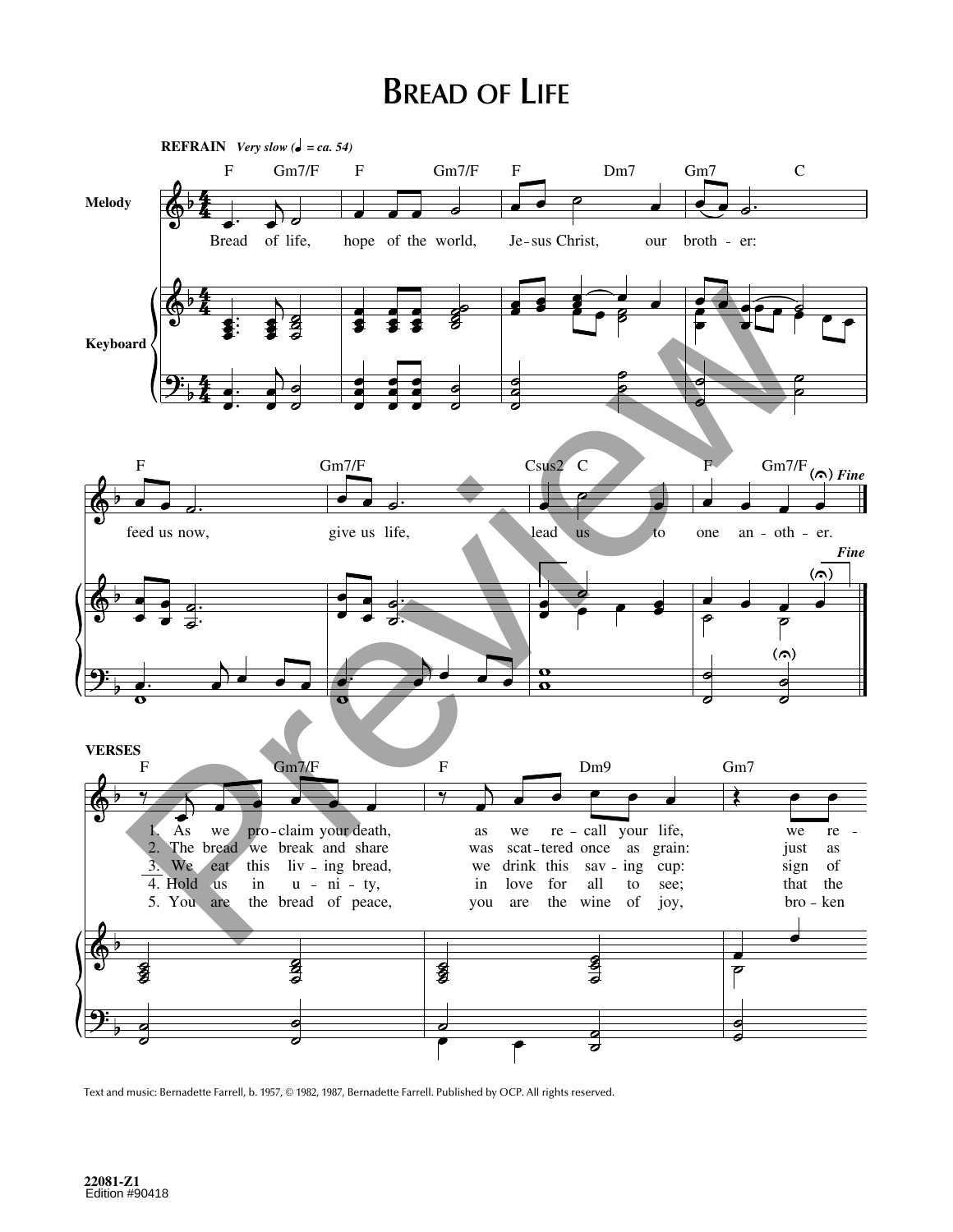# Bread of Life

**REFRAIN** *Very slow (♩ = ca. 54)*

Bread of life, hope of the world, Je-sus Christ, our broth-er: feed us now, give us life, lead us to one an-oth-er. *Fine*

**VERSES**

1. As we pro-claim your death, as we re-call your life, we re-
2. The bread we break and share was scat-tered once as grain: just as
3. We eat this liv-ing bread, we drink this sav-ing cup: sign of
4. Hold us in u-ni-ty, in love for all to see; that the
5. You are the bread of peace, you are the wine of joy, bro-ken

Text and music: Bernadette Farrell, b. 1957, © 1982, 1987, Bernadette Farrell. Published by OCP. All rights reserved.

22081-Z1
Edition #90418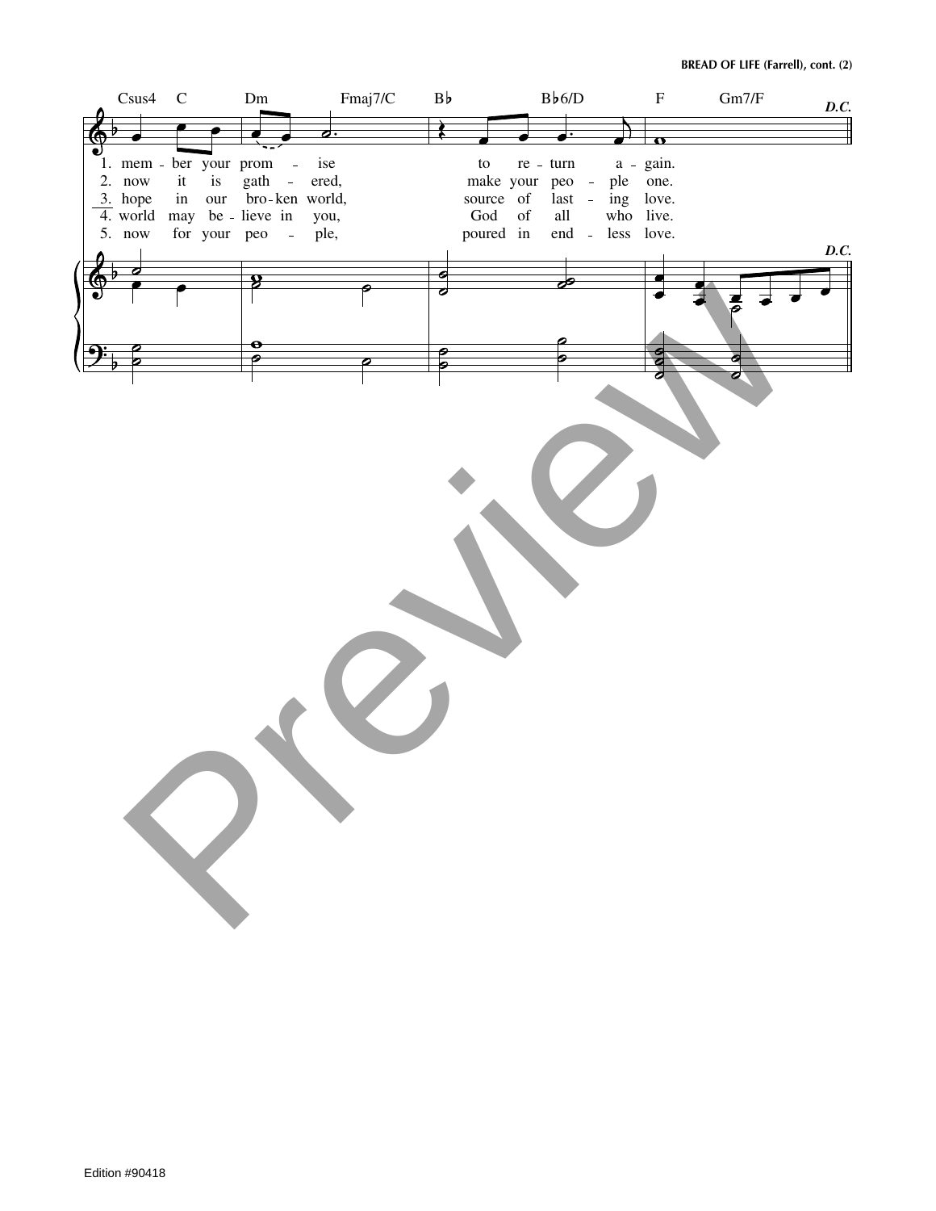Csus4 C Dm Fmaj7/C B♭ B♭6/D F Gm7/F

*D.C.*

1. mem - ber your prom - ise to re - turn a - gain.
2. now it is gath - ered, make your peo - ple one.
3. hope in our bro - ken world, source of last - ing love.
4. world may be - lieve in you, God of all who live.
5. now for your peo - ple, poured in end - less love.

*D.C.*

Edition #90418